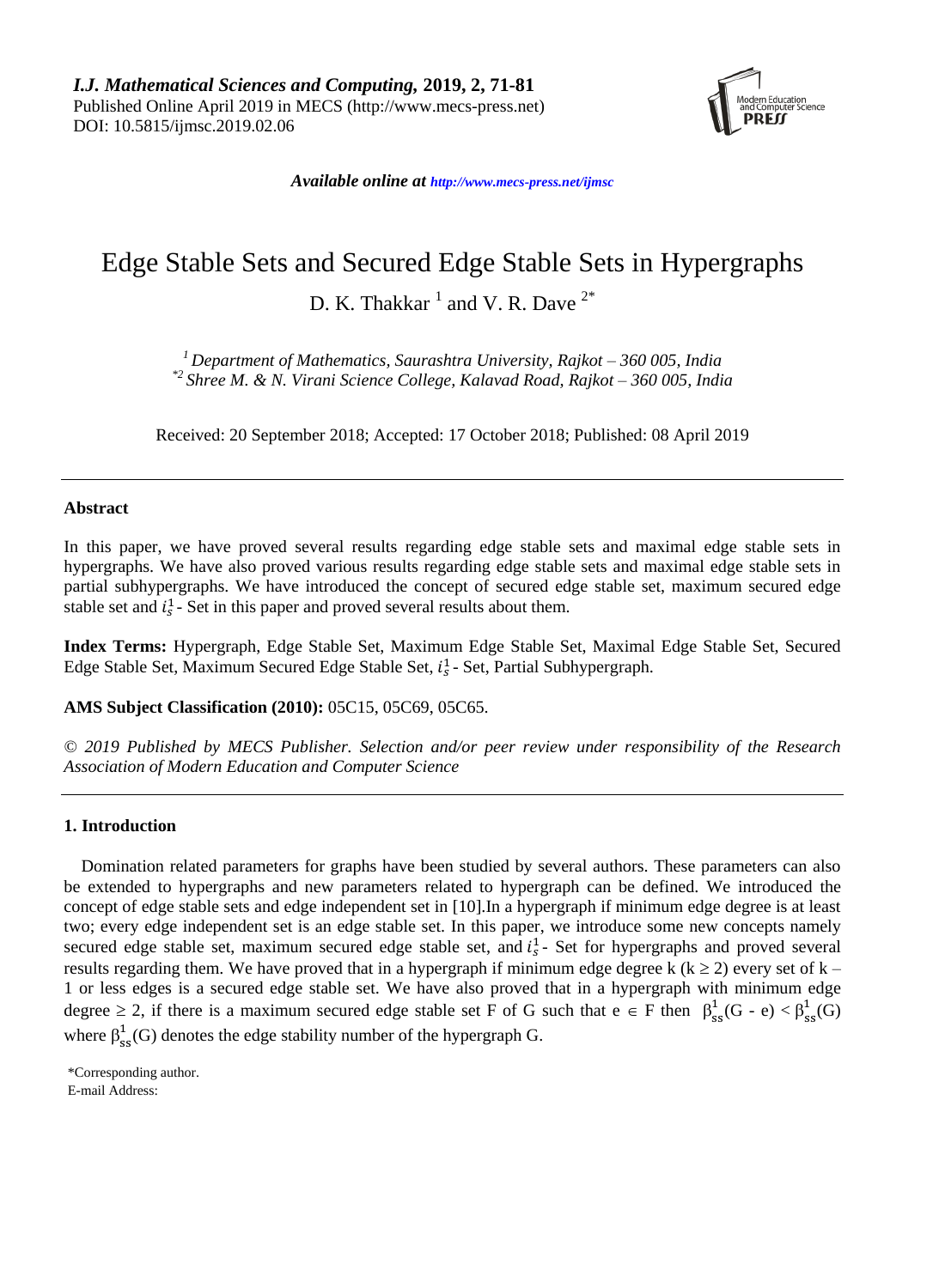*I.J. Mathematical Sciences and Computing,* **2019, 2, 71-81**
Published Online April 2019 in MECS (http://www.mecs-press.net)
DOI: 10.5815/ijmsc.2019.02.06

***Available online at http://www.mecs-press.net/ijmsc***

# Edge Stable Sets and Secured Edge Stable Sets in Hypergraphs

D. K. Thakkar [1] and V. R. Dave [2*]

[1] *Department of Mathematics, Saurashtra University, Rajkot – 360 005, India*
[*2] *Shree M. & N. Virani Science College, Kalavad Road, Rajkot – 360 005, India*

Received: 20 September 2018; Accepted: 17 October 2018; Published: 08 April 2019

---

**Abstract**

In this paper, we have proved several results regarding edge stable sets and maximal edge stable sets in hypergraphs. We have also proved various results regarding edge stable sets and maximal edge stable sets in partial subhypergraphs. We have introduced the concept of secured edge stable set, maximum secured edge stable set and $i_s^1$ - Set in this paper and proved several results about them.

**Index Terms:** Hypergraph, Edge Stable Set, Maximum Edge Stable Set, Maximal Edge Stable Set, Secured Edge Stable Set, Maximum Secured Edge Stable Set, $i_s^1$ - Set, Partial Subhypergraph.

**AMS Subject Classification (2010):** 05C15, 05C69, 05C65.

*© 2019 Published by MECS Publisher. Selection and/or peer review under responsibility of the Research Association of Modern Education and Computer Science*

---

## 1. Introduction

Domination related parameters for graphs have been studied by several authors. These parameters can also be extended to hypergraphs and new parameters related to hypergraph can be defined. We introduced the concept of edge stable sets and edge independent set in [10].In a hypergraph if minimum edge degree is at least two; every edge independent set is an edge stable set. In this paper, we introduce some new concepts namely secured edge stable set, maximum secured edge stable set, and $i_s^1$ - Set for hypergraphs and proved several results regarding them. We have proved that in a hypergraph if minimum edge degree k ($k \geq 2$) every set of k – 1 or less edges is a secured edge stable set. We have also proved that in a hypergraph with minimum edge degree $\geq 2$, if there is a maximum secured edge stable set F of G such that $e \in F$ then $\beta_{ss}^1(G - e) < \beta_{ss}^1(G)$ where $\beta_{ss}^1(G)$ denotes the edge stability number of the hypergraph G.

*Corresponding author.
E-mail Address: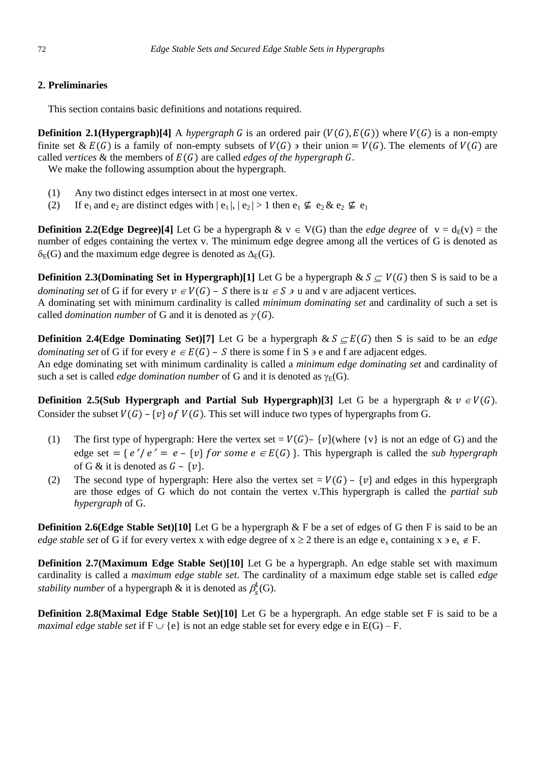## 2. Preliminaries

This section contains basic definitions and notations required.

**Definition 2.1(Hypergraph)[4]** A *hypergraph* $G$ is an ordered pair $(V(G), E(G))$ where $V(G)$ is a non-empty finite set & $E(G)$ is a family of non-empty subsets of $V(G) \ni$ their union $= V(G)$. The elements of $V(G)$ are called *vertices* & the members of $E(G)$ are called *edges of the hypergraph G*.

We make the following assumption about the hypergraph.

(1) Any two distinct edges intersect in at most one vertex.

(2) If $e_1$ and $e_2$ are distinct edges with $|e_1|, |e_2| > 1$ then $e_1 \nsubseteq e_2$ & $e_2 \nsubseteq e_1$

**Definition 2.2(Edge Degree)[4]** Let G be a hypergraph & $v \in V(G)$ than the *edge degree* of $v = d_E(v)$ = the number of edges containing the vertex v. The minimum edge degree among all the vertices of G is denoted as $\delta_E(G)$ and the maximum edge degree is denoted as $\Delta_E(G)$.

**Definition 2.3(Dominating Set in Hypergraph)[1]** Let G be a hypergraph & $S \subseteq V(G)$ then S is said to be a *dominating set* of G if for every $v \in V(G) - S$ there is $u \in S \ni$ u and v are adjacent vertices.
A dominating set with minimum cardinality is called *minimum dominating set* and cardinality of such a set is called *domination number* of G and it is denoted as $\gamma(G)$.

**Definition 2.4(Edge Dominating Set)[7]** Let G be a hypergraph & $S \subseteq E(G)$ then S is said to be an *edge dominating set* of G if for every $e \in E(G) - S$ there is some f in S $\ni$ e and f are adjacent edges.
An edge dominating set with minimum cardinality is called a *minimum edge dominating set* and cardinality of such a set is called *edge domination number* of G and it is denoted as $\gamma_E(G)$.

**Definition 2.5(Sub Hypergraph and Partial Sub Hypergraph)[3]** Let G be a hypergraph & $v \in V(G)$. Consider the subset $V(G) - \{v\}$ *of* $V(G)$. This set will induce two types of hypergraphs from G.

(1) The first type of hypergraph: Here the vertex set $= V(G) - \{v\}$(where {v} is not an edge of G) and the edge set $= \{ e' / e' = e - \{v\} \textit{ for some } e \in E(G) \}$. This hypergraph is called the *sub hypergraph* of G & it is denoted as $G - \{v\}$.

(2) The second type of hypergraph: Here also the vertex set $= V(G) - \{v\}$ and edges in this hypergraph are those edges of G which do not contain the vertex v.This hypergraph is called the *partial sub hypergraph* of G.

**Definition 2.6(Edge Stable Set)[10]** Let G be a hypergraph & F be a set of edges of G then F is said to be an *edge stable set* of G if for every vertex x with edge degree of x $\geq 2$ there is an edge $e_x$ containing x $\ni e_x \notin$ F.

**Definition 2.7(Maximum Edge Stable Set)[10]** Let G be a hypergraph. An edge stable set with maximum cardinality is called a *maximum edge stable set*. The cardinality of a maximum edge stable set is called *edge stability number* of a hypergraph & it is denoted as $\beta_s^1(G)$.

**Definition 2.8(Maximal Edge Stable Set)[10]** Let G be a hypergraph. An edge stable set F is said to be a *maximal edge stable set* if F $\cup$ {e} is not an edge stable set for every edge e in E(G) – F.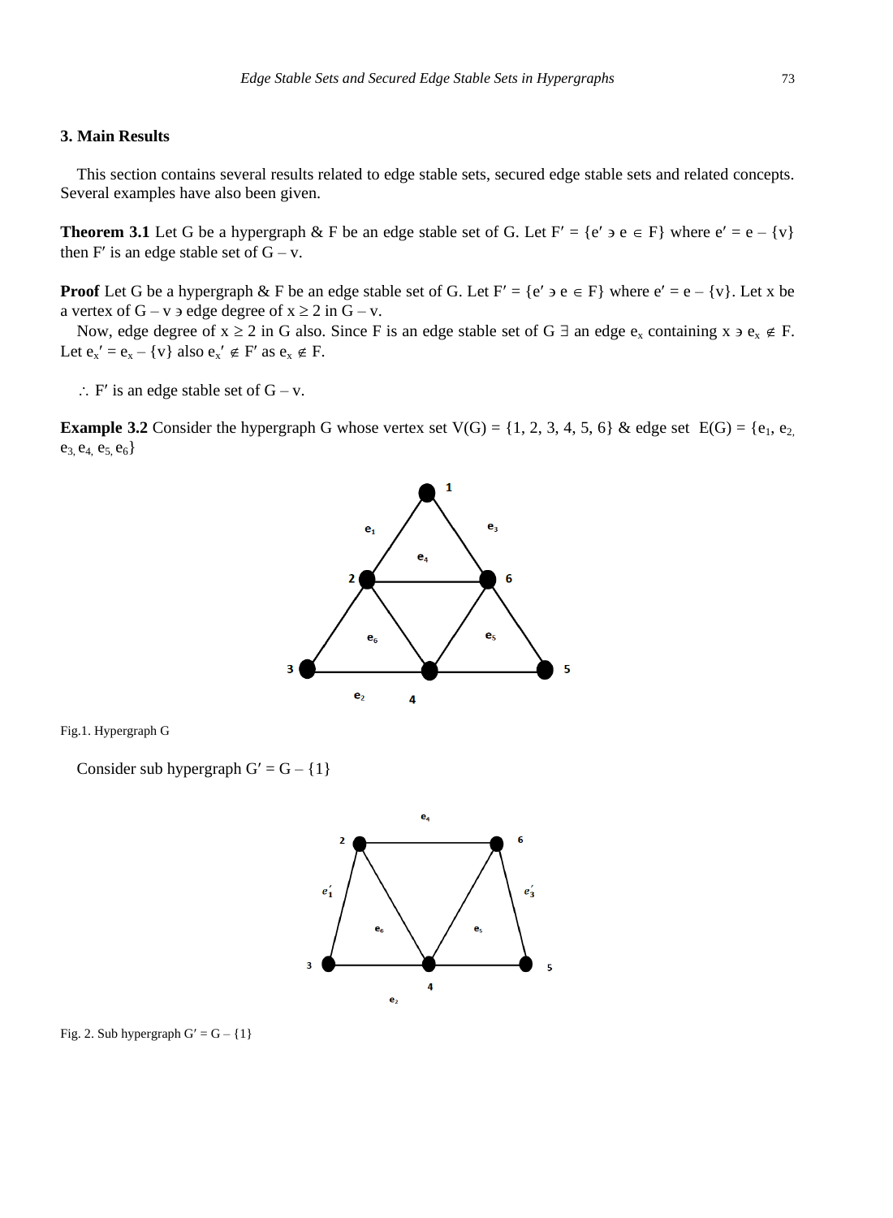## 3. Main Results

This section contains several results related to edge stable sets, secured edge stable sets and related concepts. Several examples have also been given.

**Theorem 3.1** Let G be a hypergraph & F be an edge stable set of G. Let $F' = \{e' \ni e \in F\}$ where $e' = e - \{v\}$ then $F'$ is an edge stable set of $G - v$.

**Proof** Let G be a hypergraph & F be an edge stable set of G. Let $F' = \{e' \ni e \in F\}$ where $e' = e - \{v\}$. Let x be a vertex of $G - v \ni$ edge degree of $x \geq 2$ in $G - v$.

Now, edge degree of $x \geq 2$ in G also. Since F is an edge stable set of G $\exists$ an edge $e_x$ containing $x \ni e_x \notin F$. Let $e_x' = e_x - \{v\}$ also $e_x' \notin F'$ as $e_x \notin F$.

$\therefore$ $F'$ is an edge stable set of $G - v$.

**Example 3.2** Consider the hypergraph G whose vertex set $V(G) = \{1, 2, 3, 4, 5, 6\}$ & edge set $E(G) = \{e_1, e_2, e_3, e_4, e_5, e_6\}$

Fig.1. Hypergraph G

Consider sub hypergraph $G' = G - \{1\}$

Fig. 2. Sub hypergraph $G' = G - \{1\}$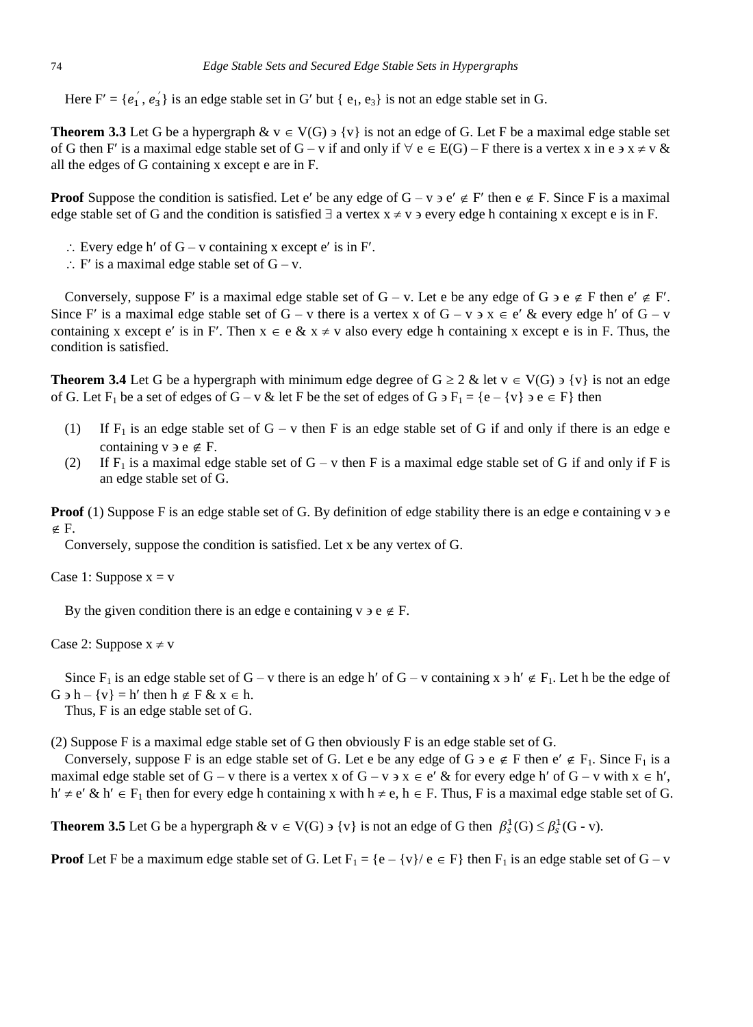Here $F' = \{e_1', e_3'\}$ is an edge stable set in G′ but $\{e_1, e_3\}$ is not an edge stable set in G.

**Theorem 3.3** Let G be a hypergraph & $v \in V(G) \ni \{v\}$ is not an edge of G. Let F be a maximal edge stable set of G then F′ is a maximal edge stable set of G – v if and only if $\forall$ $e \in E(G) – F$ there is a vertex x in $e \ni x \neq v$ & all the edges of G containing x except e are in F.

**Proof** Suppose the condition is satisfied. Let e′ be any edge of $G – v \ni e' \notin F'$ then $e \notin F$. Since F is a maximal edge stable set of G and the condition is satisfied $\exists$ a vertex $x \neq v \ni$ every edge h containing x except e is in F.

$\therefore$ Every edge h′ of G – v containing x except e′ is in F′.

$\therefore$ F′ is a maximal edge stable set of G – v.

Conversely, suppose F′ is a maximal edge stable set of G – v. Let e be any edge of $G \ni e \notin F$ then $e' \notin F'$. Since F′ is a maximal edge stable set of G – v there is a vertex x of $G – v \ni x \in e'$ & every edge h′ of G – v containing x except e′ is in F′. Then $x \in e$ & $x \neq v$ also every edge h containing x except e is in F. Thus, the condition is satisfied.

**Theorem 3.4** Let G be a hypergraph with minimum edge degree of $G \geq 2$ & let $v \in V(G) \ni \{v\}$ is not an edge of G. Let $F_1$ be a set of edges of G – v & let F be the set of edges of $G \ni F_1 = \{e – \{v\} \ni e \in F\}$ then

(1) If $F_1$ is an edge stable set of G – v then F is an edge stable set of G if and only if there is an edge e containing $v \ni e \notin F$.

(2) If $F_1$ is a maximal edge stable set of G – v then F is a maximal edge stable set of G if and only if F is an edge stable set of G.

**Proof** (1) Suppose F is an edge stable set of G. By definition of edge stability there is an edge e containing $v \ni e \notin F$.

Conversely, suppose the condition is satisfied. Let x be any vertex of G.

Case 1: Suppose x = v

By the given condition there is an edge e containing $v \ni e \notin F$.

Case 2: Suppose $x \neq v$

Since $F_1$ is an edge stable set of G – v there is an edge h′ of G – v containing $x \ni h' \notin F_1$. Let h be the edge of $G \ni h – \{v\} = h'$ then $h \notin F$ & $x \in h$.

Thus, F is an edge stable set of G.

(2) Suppose F is a maximal edge stable set of G then obviously F is an edge stable set of G.

Conversely, suppose F is an edge stable set of G. Let e be any edge of $G \ni e \notin F$ then $e' \notin F_1$. Since $F_1$ is a maximal edge stable set of G – v there is a vertex x of $G – v \ni x \in e'$ & for every edge h′ of G – v with $x \in h'$, $h' \neq e'$ & $h' \in F_1$ then for every edge h containing x with $h \neq e$, $h \in F$. Thus, F is a maximal edge stable set of G.

**Theorem 3.5** Let G be a hypergraph & $v \in V(G) \ni \{v\}$ is not an edge of G then $\beta_s^1(G) \leq \beta_s^1(G - v)$.

**Proof** Let F be a maximum edge stable set of G. Let $F_1 = \{e – \{v\} / e \in F\}$ then $F_1$ is an edge stable set of G – v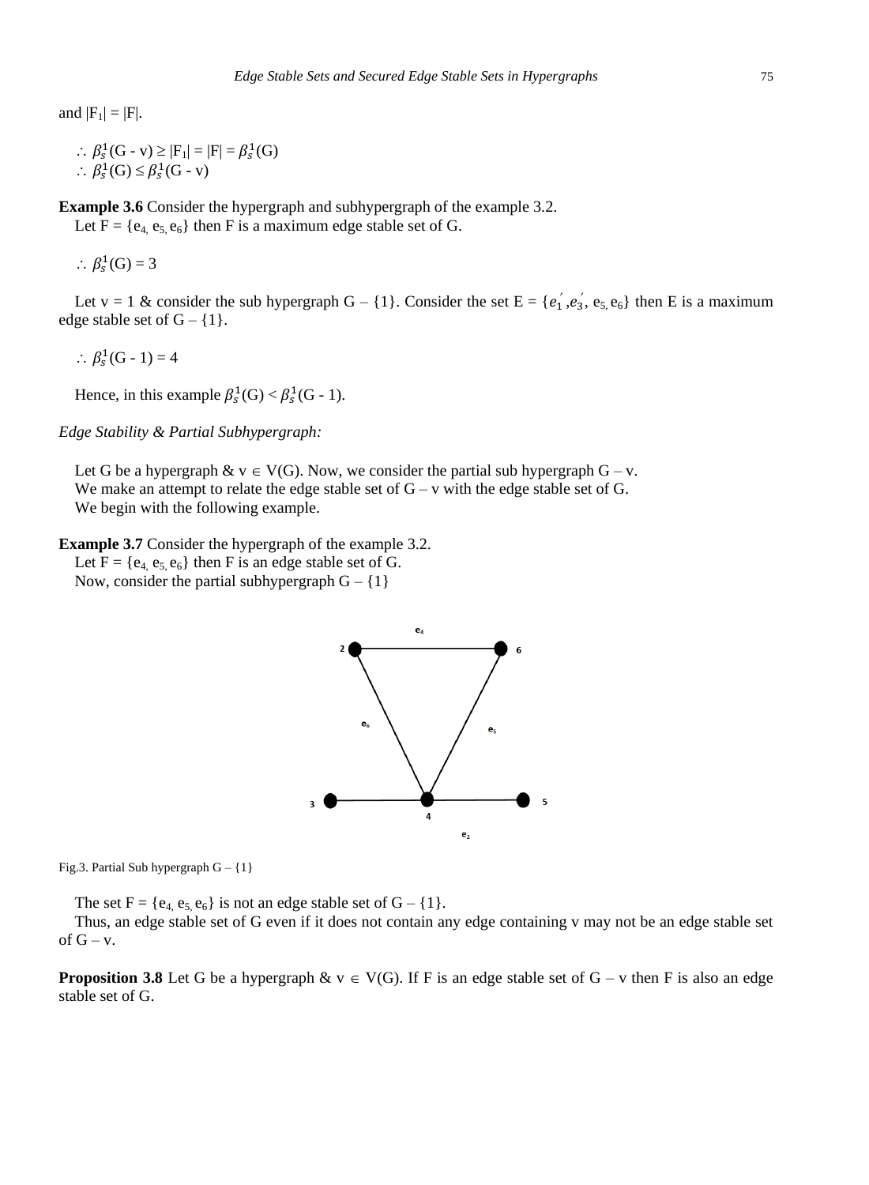and $|F_1| = |F|$.

$\therefore \beta_s^1(G - v) \geq |F_1| = |F| = \beta_s^1(G)$
$\therefore \beta_s^1(G) \leq \beta_s^1(G - v)$

**Example 3.6** Consider the hypergraph and subhypergraph of the example 3.2.
Let $F = \{e_4, e_5, e_6\}$ then F is a maximum edge stable set of G.

$\therefore \beta_s^1(G) = 3$

Let v = 1 & consider the sub hypergraph G – {1}. Consider the set $E = \{e_1', e_3', e_5, e_6\}$ then E is a maximum edge stable set of G – {1}.

$\therefore \beta_s^1(G - 1) = 4$

Hence, in this example $\beta_s^1(G) < \beta_s^1(G - 1)$.

*Edge Stability & Partial Subhypergraph:*

Let G be a hypergraph & $v \in V(G)$. Now, we consider the partial sub hypergraph G – v.
We make an attempt to relate the edge stable set of G – v with the edge stable set of G.
We begin with the following example.

**Example 3.7** Consider the hypergraph of the example 3.2.
Let $F = \{e_4, e_5, e_6\}$ then F is an edge stable set of G.
Now, consider the partial subhypergraph G – {1}

Fig.3. Partial Sub hypergraph G – {1}

The set $F = \{e_4, e_5, e_6\}$ is not an edge stable set of G – {1}.
Thus, an edge stable set of G even if it does not contain any edge containing v may not be an edge stable set of G – v.

**Proposition 3.8** Let G be a hypergraph & $v \in V(G)$. If F is an edge stable set of G – v then F is also an edge stable set of G.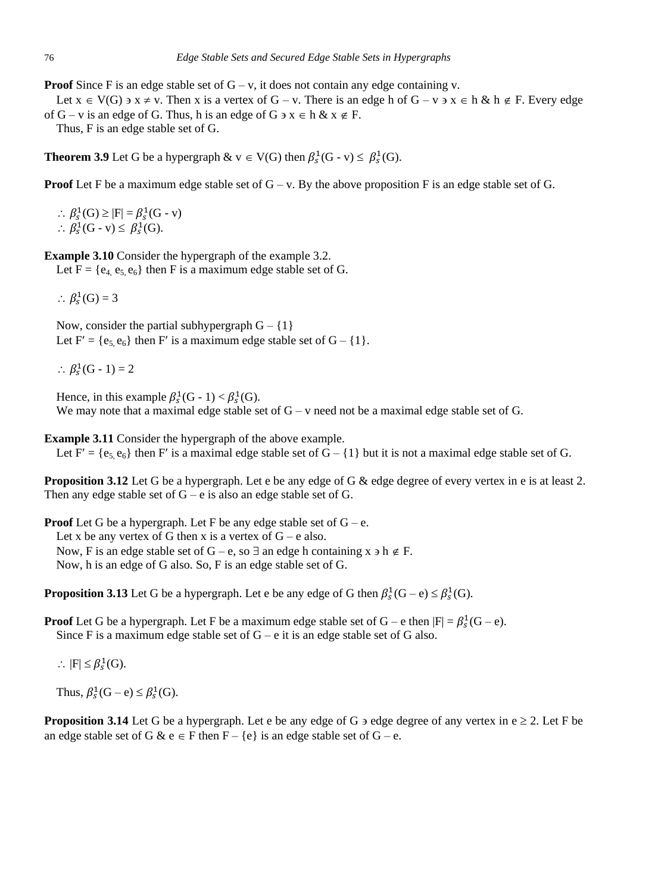**Proof** Since F is an edge stable set of G – v, it does not contain any edge containing v.

Let $x \in V(G) \ni x \neq v$. Then x is a vertex of G – v. There is an edge h of G – v $\ni x \in h$ & $h \notin F$. Every edge of G – v is an edge of G. Thus, h is an edge of G $\ni x \in h$ & $x \notin F$.

Thus, F is an edge stable set of G.

**Theorem 3.9** Let G be a hypergraph & $v \in V(G)$ then $\beta_s^1(G - v) \leq \beta_s^1(G)$.

**Proof** Let F be a maximum edge stable set of G – v. By the above proposition F is an edge stable set of G.

$\therefore \beta_s^1(G) \geq |F| = \beta_s^1(G - v)$

$\therefore \beta_s^1(G - v) \leq \beta_s^1(G)$.

**Example 3.10** Consider the hypergraph of the example 3.2.

Let F = {$e_4$, $e_5$, $e_6$} then F is a maximum edge stable set of G.

$\therefore \beta_s^1(G) = 3$

Now, consider the partial subhypergraph G – {1}

Let F′ = {$e_5$, $e_6$} then F′ is a maximum edge stable set of G – {1}.

$\therefore \beta_s^1(G - 1) = 2$

Hence, in this example $\beta_s^1(G - 1) < \beta_s^1(G)$.

We may note that a maximal edge stable set of G – v need not be a maximal edge stable set of G.

**Example 3.11** Consider the hypergraph of the above example.

Let F′ = {$e_5$, $e_6$} then F′ is a maximal edge stable set of G – {1} but it is not a maximal edge stable set of G.

**Proposition 3.12** Let G be a hypergraph. Let e be any edge of G & edge degree of every vertex in e is at least 2. Then any edge stable set of G – e is also an edge stable set of G.

**Proof** Let G be a hypergraph. Let F be any edge stable set of G – e.

Let x be any vertex of G then x is a vertex of G – e also.

Now, F is an edge stable set of G – e, so $\exists$ an edge h containing x $\ni h \notin F$.

Now, h is an edge of G also. So, F is an edge stable set of G.

**Proposition 3.13** Let G be a hypergraph. Let e be any edge of G then $\beta_s^1(G - e) \leq \beta_s^1(G)$.

**Proof** Let G be a hypergraph. Let F be a maximum edge stable set of G – e then $|F| = \beta_s^1(G - e)$.

Since F is a maximum edge stable set of G – e it is an edge stable set of G also.

$\therefore |F| \leq \beta_s^1(G)$.

Thus, $\beta_s^1(G - e) \leq \beta_s^1(G)$.

**Proposition 3.14** Let G be a hypergraph. Let e be any edge of G $\ni$ edge degree of any vertex in e $\geq 2$. Let F be an edge stable set of G & $e \in F$ then F – {e} is an edge stable set of G – e.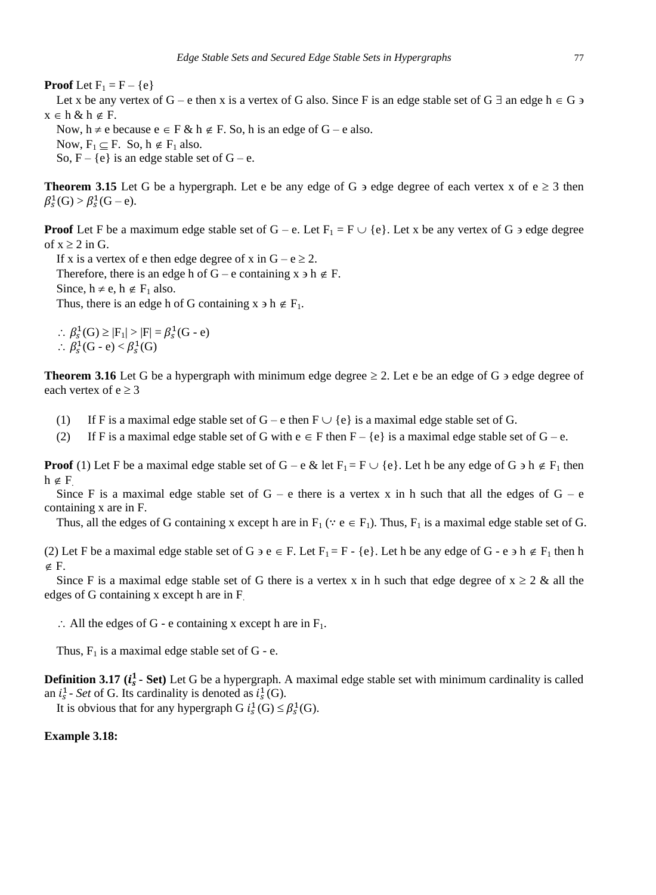**Proof** Let $F_1 = F - \{e\}$

Let x be any vertex of G – e then x is a vertex of G also. Since F is an edge stable set of G $\exists$ an edge h $\in$ G $\ni$ x $\in$ h & h $\notin$ F.

Now, h $\neq$ e because e $\in$ F & h $\notin$ F. So, h is an edge of G – e also.

Now, $F_1 \subseteq F$. So, h $\notin F_1$ also.

So, F – {e} is an edge stable set of G – e.

**Theorem 3.15** Let G be a hypergraph. Let e be any edge of G $\ni$ edge degree of each vertex x of e $\geq$ 3 then $\beta_s^1(G) > \beta_s^1(G - e)$.

**Proof** Let F be a maximum edge stable set of G – e. Let $F_1 = F \cup \{e\}$. Let x be any vertex of G $\ni$ edge degree of x $\geq$ 2 in G.

If x is a vertex of e then edge degree of x in G – e $\geq$ 2.

Therefore, there is an edge h of G – e containing x $\ni$ h $\notin$ F.

Since, h $\neq$ e, h $\notin F_1$ also.

Thus, there is an edge h of G containing x $\ni$ h $\notin F_1$.

$\therefore\ \beta_s^1(G) \geq |F_1| > |F| = \beta_s^1(G - e)$

$\therefore\ \beta_s^1(G - e) < \beta_s^1(G)$

**Theorem 3.16** Let G be a hypergraph with minimum edge degree $\geq$ 2. Let e be an edge of G $\ni$ edge degree of each vertex of e $\geq$ 3

1. If F is a maximal edge stable set of G – e then F $\cup$ {e} is a maximal edge stable set of G.
2. If F is a maximal edge stable set of G with e $\in$ F then F – {e} is a maximal edge stable set of G – e.

**Proof** (1) Let F be a maximal edge stable set of G – e & let $F_1 = F \cup \{e\}$. Let h be any edge of G $\ni$ h $\notin F_1$ then h $\notin$ F.

Since F is a maximal edge stable set of G – e there is a vertex x in h such that all the edges of G – e containing x are in F.

Thus, all the edges of G containing x except h are in $F_1$ ($\because$ e $\in F_1$). Thus, $F_1$ is a maximal edge stable set of G.

(2) Let F be a maximal edge stable set of G $\ni$ e $\in$ F. Let $F_1$ = F - {e}. Let h be any edge of G - e $\ni$ h $\notin F_1$ then h $\notin$ F.

Since F is a maximal edge stable set of G there is a vertex x in h such that edge degree of x $\geq$ 2 & all the edges of G containing x except h are in F.

$\therefore$ All the edges of G - e containing x except h are in $F_1$.

Thus, $F_1$ is a maximal edge stable set of G - e.

**Definition 3.17 ($i_s^1$ - Set)** Let G be a hypergraph. A maximal edge stable set with minimum cardinality is called an $i_s^1$ - *Set* of G. Its cardinality is denoted as $i_s^1(G)$.

It is obvious that for any hypergraph G $i_s^1(G) \leq \beta_s^1(G)$.

**Example 3.18:**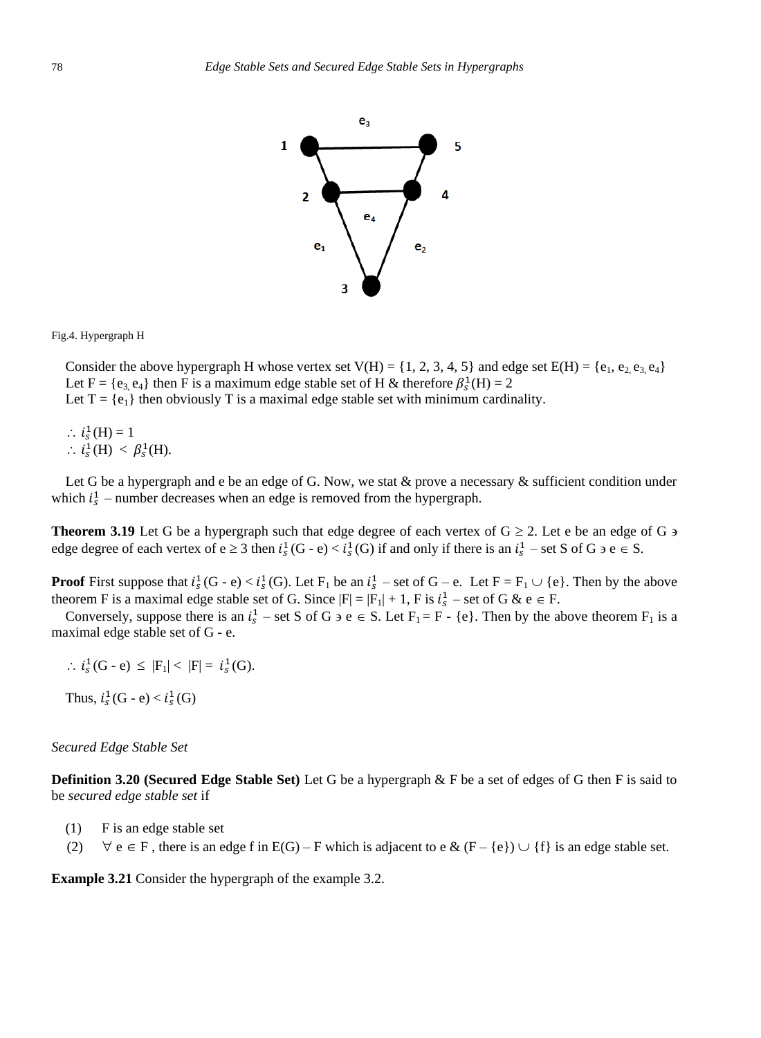Fig.4. Hypergraph H

Consider the above hypergraph H whose vertex set V(H) = {1, 2, 3, 4, 5} and edge set E(H) = {$e_1$, $e_2$, $e_3$, $e_4$}
Let F = {$e_3$, $e_4$} then F is a maximum edge stable set of H & therefore $\beta_s^1$(H) = 2
Let T = {$e_1$} then obviously T is a maximal edge stable set with minimum cardinality.

$\therefore$ $i_s^1$(H) = 1
$\therefore$ $i_s^1$(H) $<$ $\beta_s^1$(H).

Let G be a hypergraph and e be an edge of G. Now, we stat & prove a necessary & sufficient condition under which $i_s^1$ – number decreases when an edge is removed from the hypergraph.

**Theorem 3.19** Let G be a hypergraph such that edge degree of each vertex of G $\geq$ 2. Let e be an edge of G $\ni$ edge degree of each vertex of e $\geq$ 3 then $i_s^1$(G - e) < $i_s^1$(G) if and only if there is an $i_s^1$ – set S of G $\ni$ e $\in$ S.

**Proof** First suppose that $i_s^1$(G - e) < $i_s^1$(G). Let $F_1$ be an $i_s^1$ – set of G – e. Let F = $F_1$ $\cup$ {e}. Then by the above theorem F is a maximal edge stable set of G. Since |F| = |$F_1$| + 1, F is $i_s^1$ – set of G & e $\in$ F.

Conversely, suppose there is an $i_s^1$ – set S of G $\ni$ e $\in$ S. Let $F_1$ = F - {e}. Then by the above theorem $F_1$ is a maximal edge stable set of G - e.

$\therefore$ $i_s^1$(G - e) $\leq$ |$F_1$| < |F| = $i_s^1$(G).

Thus, $i_s^1$(G - e) < $i_s^1$(G)

*Secured Edge Stable Set*

**Definition 3.20 (Secured Edge Stable Set)** Let G be a hypergraph & F be a set of edges of G then F is said to be *secured edge stable set* if

(1) F is an edge stable set
(2) $\forall$ e $\in$ F , there is an edge f in E(G) – F which is adjacent to e & (F – {e}) $\cup$ {f} is an edge stable set.

**Example 3.21** Consider the hypergraph of the example 3.2.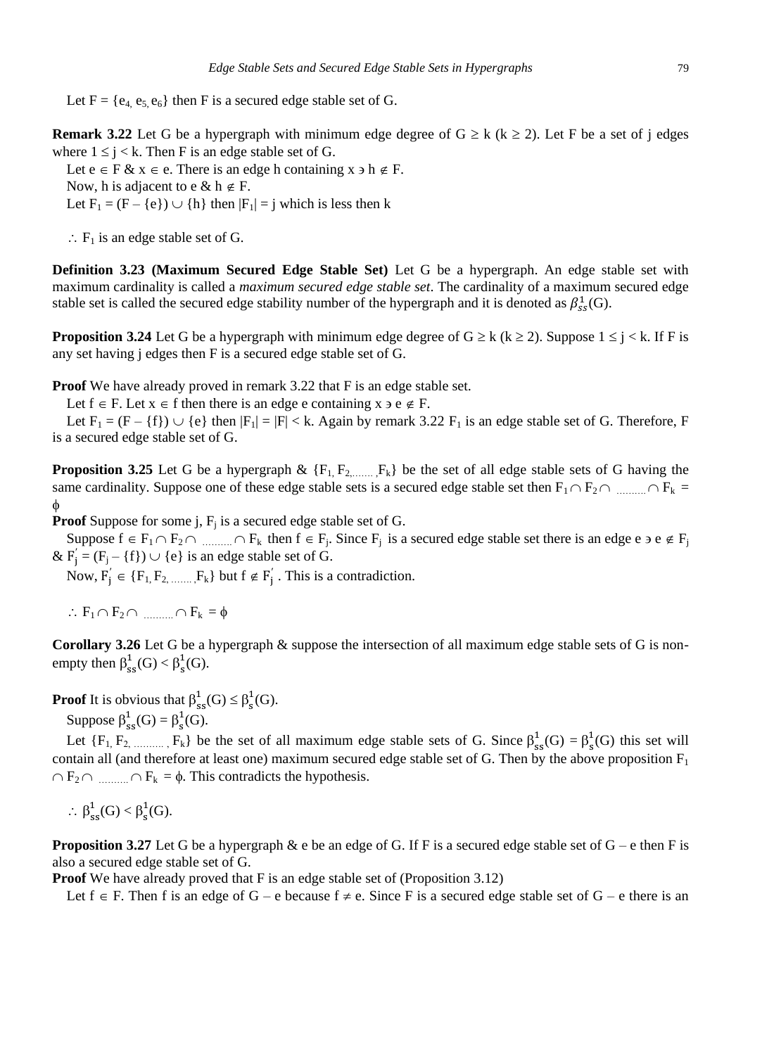Let $F = \{e_4, e_5, e_6\}$ then F is a secured edge stable set of G.

**Remark 3.22** Let G be a hypergraph with minimum edge degree of G $\geq$ k (k $\geq$ 2). Let F be a set of j edges where $1 \leq j < k$. Then F is an edge stable set of G.

Let $e \in F$ & $x \in e$. There is an edge h containing x $\ni$ $h \notin F$.

Now, h is adjacent to e & $h \notin F$.

Let $F_1 = (F - \{e\}) \cup \{h\}$ then $|F_1| = j$ which is less then k

$\therefore$ $F_1$ is an edge stable set of G.

**Definition 3.23 (Maximum Secured Edge Stable Set)** Let G be a hypergraph. An edge stable set with maximum cardinality is called a *maximum secured edge stable set*. The cardinality of a maximum secured edge stable set is called the secured edge stability number of the hypergraph and it is denoted as $\beta_{ss}^1(G)$.

**Proposition 3.24** Let G be a hypergraph with minimum edge degree of G $\geq$ k (k $\geq$ 2). Suppose $1 \leq j < k$. If F is any set having j edges then F is a secured edge stable set of G.

**Proof** We have already proved in remark 3.22 that F is an edge stable set.

Let $f \in F$. Let $x \in f$ then there is an edge e containing x $\ni$ $e \notin F$.

Let $F_1 = (F - \{f\}) \cup \{e\}$ then $|F_1| = |F| < k$. Again by remark 3.22 $F_1$ is an edge stable set of G. Therefore, F is a secured edge stable set of G.

**Proposition 3.25** Let G be a hypergraph & $\{F_1, F_2, \ldots, F_k\}$ be the set of all edge stable sets of G having the same cardinality. Suppose one of these edge stable sets is a secured edge stable set then $F_1 \cap F_2 \cap \ldots \cap F_k = \phi$

**Proof** Suppose for some j, $F_j$ is a secured edge stable set of G.

Suppose $f \in F_1 \cap F_2 \cap \ldots \cap F_k$ then $f \in F_j$. Since $F_j$ is a secured edge stable set there is an edge e $\ni$ $e \notin F_j$ & $F_j' = (F_j - \{f\}) \cup \{e\}$ is an edge stable set of G.

Now, $F_j' \in \{F_1, F_2, \ldots, F_k\}$ but $f \notin F_j'$. This is a contradiction.

$\therefore$ $F_1 \cap F_2 \cap \ldots \cap F_k = \phi$

**Corollary 3.26** Let G be a hypergraph & suppose the intersection of all maximum edge stable sets of G is non-empty then $\beta_{ss}^1(G) < \beta_s^1(G)$.

**Proof** It is obvious that $\beta_{ss}^1(G) \leq \beta_s^1(G)$.

Suppose $\beta_{ss}^1(G) = \beta_s^1(G)$.

Let $\{F_1, F_2, \ldots, F_k\}$ be the set of all maximum edge stable sets of G. Since $\beta_{ss}^1(G) = \beta_s^1(G)$ this set will contain all (and therefore at least one) maximum secured edge stable set of G. Then by the above proposition $F_1 \cap F_2 \cap \ldots \cap F_k = \phi$. This contradicts the hypothesis.

$\therefore$ $\beta_{ss}^1(G) < \beta_s^1(G)$.

**Proposition 3.27** Let G be a hypergraph & e be an edge of G. If F is a secured edge stable set of G – e then F is also a secured edge stable set of G.

**Proof** We have already proved that F is an edge stable set of (Proposition 3.12)

Let $f \in F$. Then f is an edge of G – e because $f \neq e$. Since F is a secured edge stable set of G – e there is an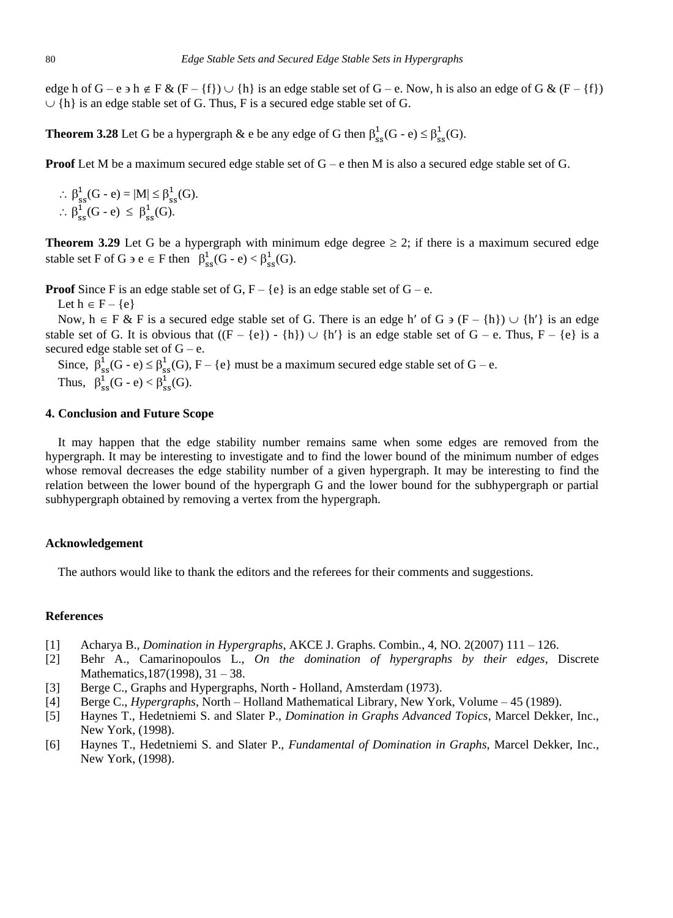edge h of G – e ∋ h ∉ F & (F – {f}) ∪ {h} is an edge stable set of G – e. Now, h is also an edge of G & (F – {f}) ∪ {h} is an edge stable set of G. Thus, F is a secured edge stable set of G.

**Theorem 3.28** Let G be a hypergraph & e be any edge of G then $\beta^1_{ss}(G - e) \le \beta^1_{ss}(G)$.

**Proof** Let M be a maximum secured edge stable set of G – e then M is also a secured edge stable set of G.

$\therefore\ \beta^1_{ss}(G - e) = |M| \le \beta^1_{ss}(G)$.
$\therefore\ \beta^1_{ss}(G - e) \le \beta^1_{ss}(G)$.

**Theorem 3.29** Let G be a hypergraph with minimum edge degree ≥ 2; if there is a maximum secured edge stable set F of G ∋ e ∈ F then $\beta^1_{ss}(G - e) < \beta^1_{ss}(G)$.

**Proof** Since F is an edge stable set of G, F – {e} is an edge stable set of G – e.

Let h ∈ F – {e}

Now, h ∈ F & F is a secured edge stable set of G. There is an edge h′ of G ∋ (F – {h}) ∪ {h′} is an edge stable set of G. It is obvious that ((F – {e}) - {h}) ∪ {h′} is an edge stable set of G – e. Thus, F – {e} is a secured edge stable set of G – e.

Since, $\beta^1_{ss}(G - e) \le \beta^1_{ss}(G)$, F – {e} must be a maximum secured edge stable set of G – e.

Thus, $\beta^1_{ss}(G - e) < \beta^1_{ss}(G)$.

## 4. Conclusion and Future Scope

It may happen that the edge stability number remains same when some edges are removed from the hypergraph. It may be interesting to investigate and to find the lower bound of the minimum number of edges whose removal decreases the edge stability number of a given hypergraph. It may be interesting to find the relation between the lower bound of the hypergraph G and the lower bound for the subhypergraph or partial subhypergraph obtained by removing a vertex from the hypergraph.

## Acknowledgement

The authors would like to thank the editors and the referees for their comments and suggestions.

## References

[1] Acharya B., *Domination in Hypergraphs*, AKCE J. Graphs. Combin., 4, NO. 2(2007) 111 – 126.

[2] Behr A., Camarinopoulos L., *On the domination of hypergraphs by their edges*, Discrete Mathematics,187(1998), 31 – 38.

[3] Berge C., Graphs and Hypergraphs, North - Holland, Amsterdam (1973).

[4] Berge C., *Hypergraphs*, North – Holland Mathematical Library, New York, Volume – 45 (1989).

[5] Haynes T., Hedetniemi S. and Slater P., *Domination in Graphs Advanced Topics*, Marcel Dekker, Inc., New York, (1998).

[6] Haynes T., Hedetniemi S. and Slater P., *Fundamental of Domination in Graphs*, Marcel Dekker, Inc., New York, (1998).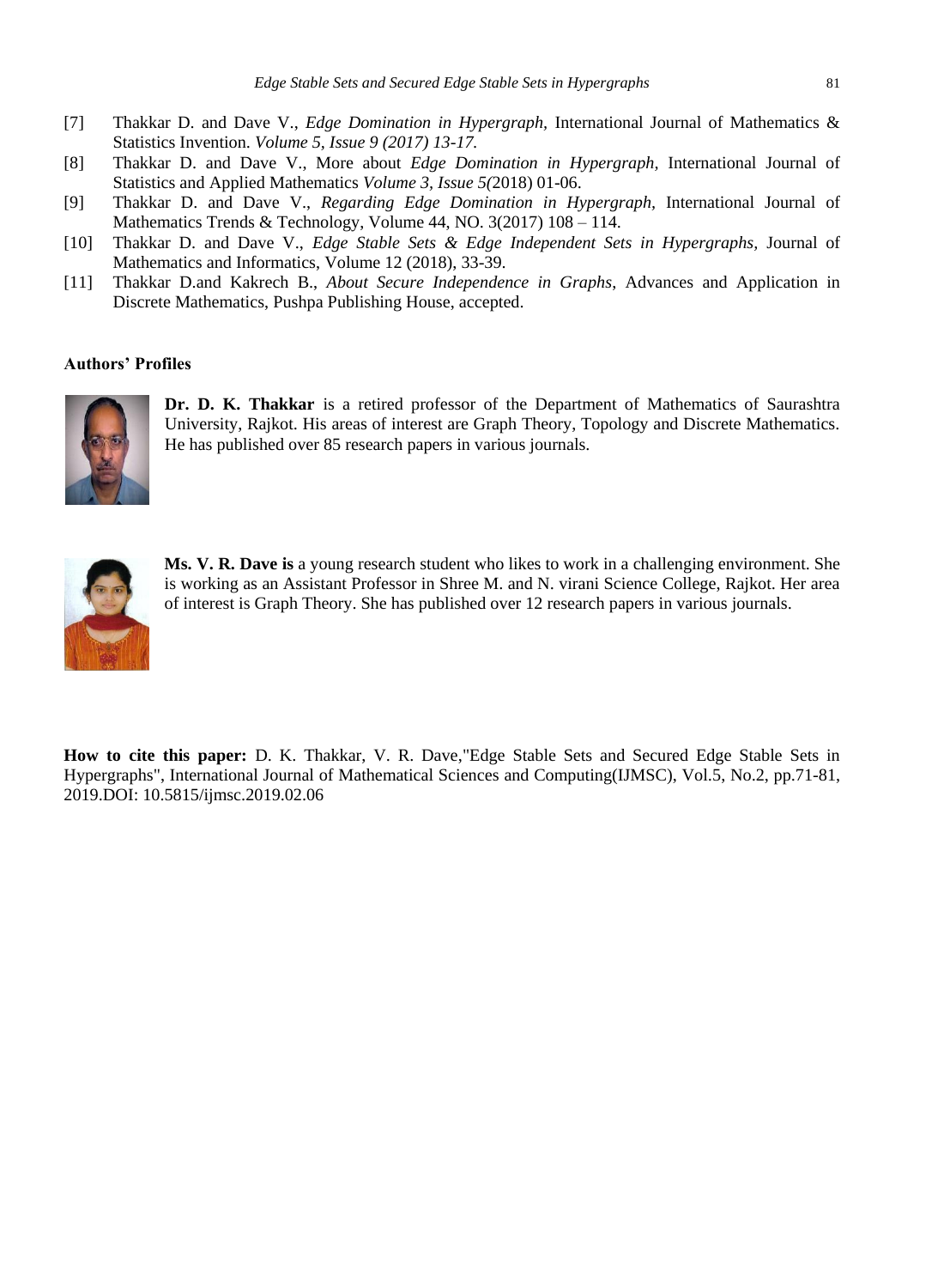[7] Thakkar D. and Dave V., *Edge Domination in Hypergraph*, International Journal of Mathematics & Statistics Invention. *Volume 5, Issue 9 (2017) 13-17.*

[8] Thakkar D. and Dave V., More about *Edge Domination in Hypergraph,* International Journal of Statistics and Applied Mathematics *Volume 3, Issue 5(*2018) 01-06.

[9] Thakkar D. and Dave V., *Regarding Edge Domination in Hypergraph*, International Journal of Mathematics Trends & Technology, Volume 44, NO. 3(2017) 108 – 114.

[10] Thakkar D. and Dave V., *Edge Stable Sets & Edge Independent Sets in Hypergraphs*, Journal of Mathematics and Informatics, Volume 12 (2018), 33-39.

[11] Thakkar D.and Kakrech B., *About Secure Independence in Graphs*, Advances and Application in Discrete Mathematics, Pushpa Publishing House, accepted.

**Authors' Profiles**

**Dr. D. K. Thakkar** is a retired professor of the Department of Mathematics of Saurashtra University, Rajkot. His areas of interest are Graph Theory, Topology and Discrete Mathematics. He has published over 85 research papers in various journals.

**Ms. V. R. Dave is** a young research student who likes to work in a challenging environment. She is working as an Assistant Professor in Shree M. and N. virani Science College, Rajkot. Her area of interest is Graph Theory. She has published over 12 research papers in various journals.

**How to cite this paper:** D. K. Thakkar, V. R. Dave,"Edge Stable Sets and Secured Edge Stable Sets in Hypergraphs", International Journal of Mathematical Sciences and Computing(IJMSC), Vol.5, No.2, pp.71-81, 2019.DOI: 10.5815/ijmsc.2019.02.06